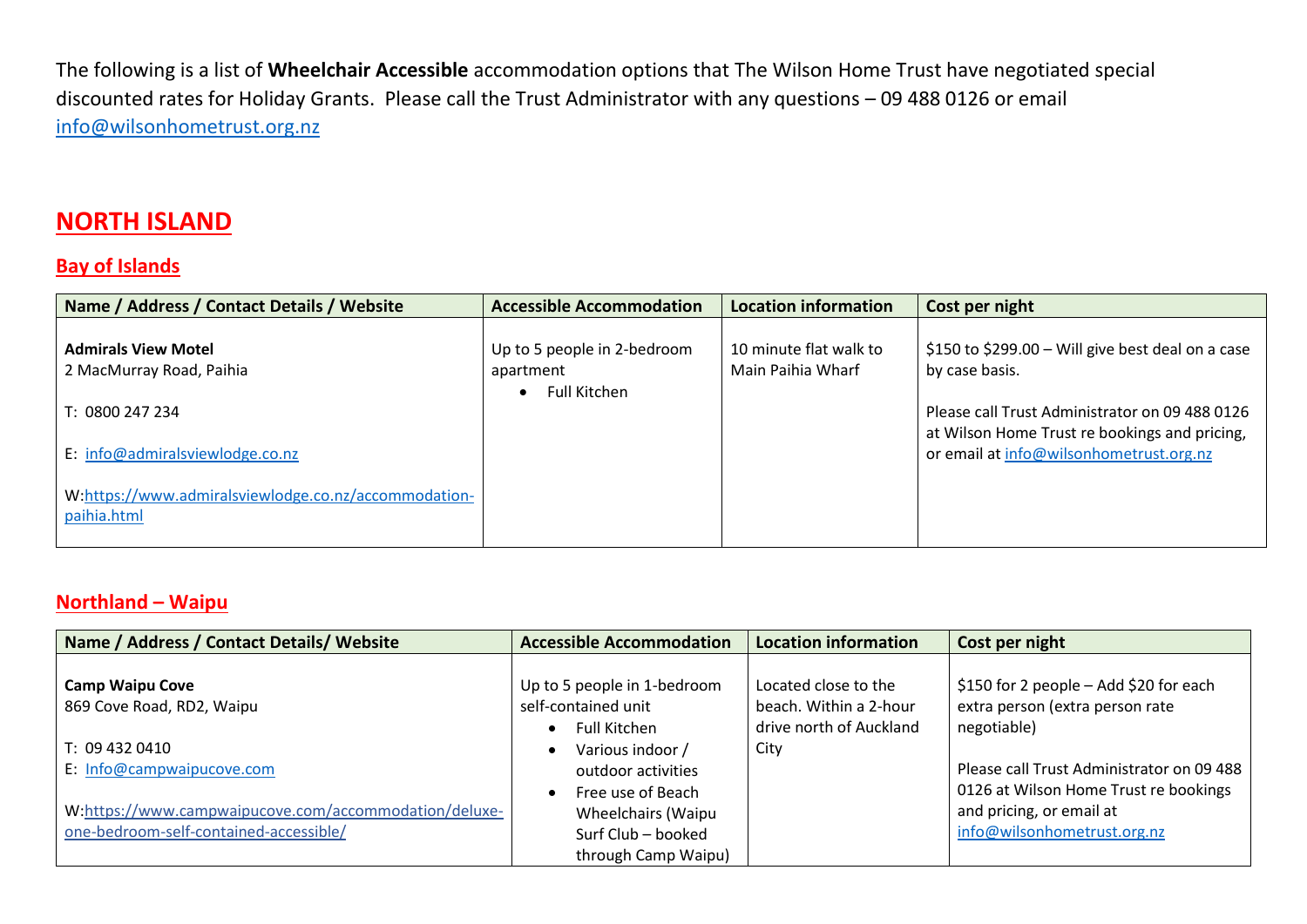The following is a list of **Wheelchair Accessible** accommodation options that The Wilson Home Trust have negotiated special discounted rates for Holiday Grants. Please call the Trust Administrator with any questions – 09 488 0126 or email info@wilsonhometrust.org.nz

# NORTH ISLAND

## Bay of Islands

| Name / Address / Contact Details / Website | Accessible Accommodation | Location information | Cost per night |
|---|---|---|---|
| **Admirals View Motel**<br>2 MacMurray Road, Paihia<br><br>T: 0800 247 234<br><br>E: info@admiralsviewlodge.co.nz<br><br>W:https://www.admiralsviewlodge.co.nz/accommodation-paihia.html | Up to 5 people in 2-bedroom apartment<br>• Full Kitchen | 10 minute flat walk to Main Paihia Wharf | $150 to $299.00 – Will give best deal on a case by case basis.<br><br>Please call Trust Administrator on 09 488 0126 at Wilson Home Trust re bookings and pricing, or email at info@wilsonhometrust.org.nz |

## Northland – Waipu

| Name / Address / Contact Details/ Website | Accessible Accommodation | Location information | Cost per night |
|---|---|---|---|
| **Camp Waipu Cove**<br>869 Cove Road, RD2, Waipu<br><br>T: 09 432 0410<br>E: Info@campwaipucove.com<br><br>W:https://www.campwaipucove.com/accommodation/deluxe-one-bedroom-self-contained-accessible/ | Up to 5 people in 1-bedroom self-contained unit<br>• Full Kitchen<br>• Various indoor / outdoor activities<br>• Free use of Beach Wheelchairs (Waipu Surf Club – booked through Camp Waipu) | Located close to the beach. Within a 2-hour drive north of Auckland City | $150 for 2 people – Add $20 for each extra person (extra person rate negotiable)<br><br>Please call Trust Administrator on 09 488 0126 at Wilson Home Trust re bookings and pricing, or email at info@wilsonhometrust.org.nz |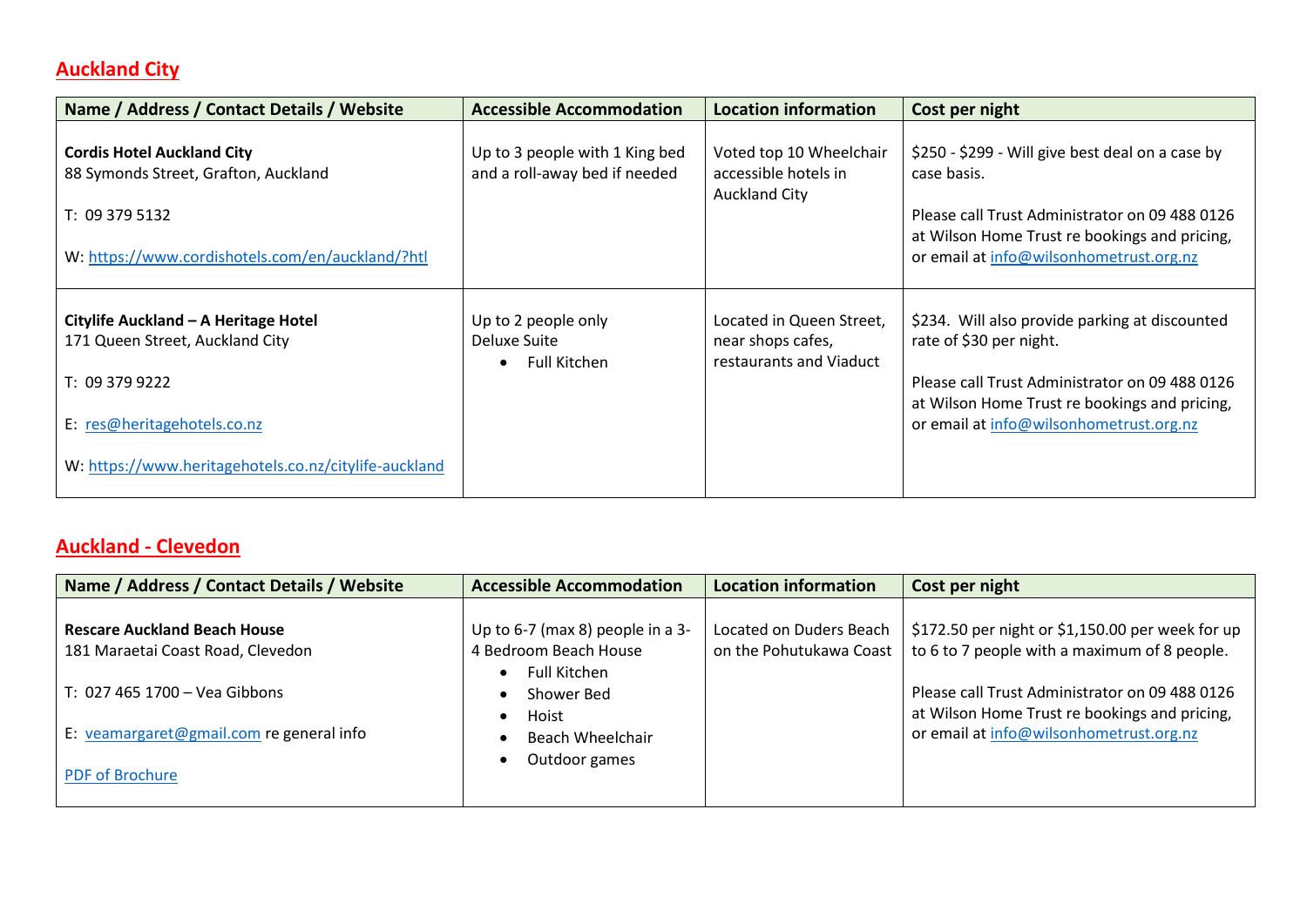## Auckland City

| Name / Address / Contact Details / Website | Accessible Accommodation | Location information | Cost per night |
|---|---|---|---|
| **Cordis Hotel Auckland City**<br>88 Symonds Street, Grafton, Auckland<br><br>T: 09 379 5132<br><br>W: [https://www.cordishotels.com/en/auckland/?htl](https://www.cordishotels.com/en/auckland/?htl) | Up to 3 people with 1 King bed and a roll-away bed if needed | Voted top 10 Wheelchair accessible hotels in Auckland City | $250 - $299 - Will give best deal on a case by case basis.<br><br>Please call Trust Administrator on 09 488 0126 at Wilson Home Trust re bookings and pricing, or email at info@wilsonhometrust.org.nz |
| **Citylife Auckland – A Heritage Hotel**<br>171 Queen Street, Auckland City<br><br>T: 09 379 9222<br><br>E: res@heritagehotels.co.nz<br><br>W: [https://www.heritagehotels.co.nz/citylife-auckland](https://www.heritagehotels.co.nz/citylife-auckland) | Up to 2 people only<br>Deluxe Suite<br>• Full Kitchen | Located in Queen Street, near shops cafes, restaurants and Viaduct | $234. Will also provide parking at discounted rate of $30 per night.<br><br>Please call Trust Administrator on 09 488 0126 at Wilson Home Trust re bookings and pricing, or email at info@wilsonhometrust.org.nz |

## Auckland - Clevedon

| Name / Address / Contact Details / Website | Accessible Accommodation | Location information | Cost per night |
|---|---|---|---|
| **Rescare Auckland Beach House**<br>181 Maraetai Coast Road, Clevedon<br><br>T: 027 465 1700 – Vea Gibbons<br><br>E: veamargaret@gmail.com re general info<br><br>PDF of Brochure | Up to 6-7 (max 8) people in a 3-4 Bedroom Beach House<br>• Full Kitchen<br>• Shower Bed<br>• Hoist<br>• Beach Wheelchair<br>• Outdoor games | Located on Duders Beach on the Pohutukawa Coast | $172.50 per night or $1,150.00 per week for up to 6 to 7 people with a maximum of 8 people.<br><br>Please call Trust Administrator on 09 488 0126 at Wilson Home Trust re bookings and pricing, or email at info@wilsonhometrust.org.nz |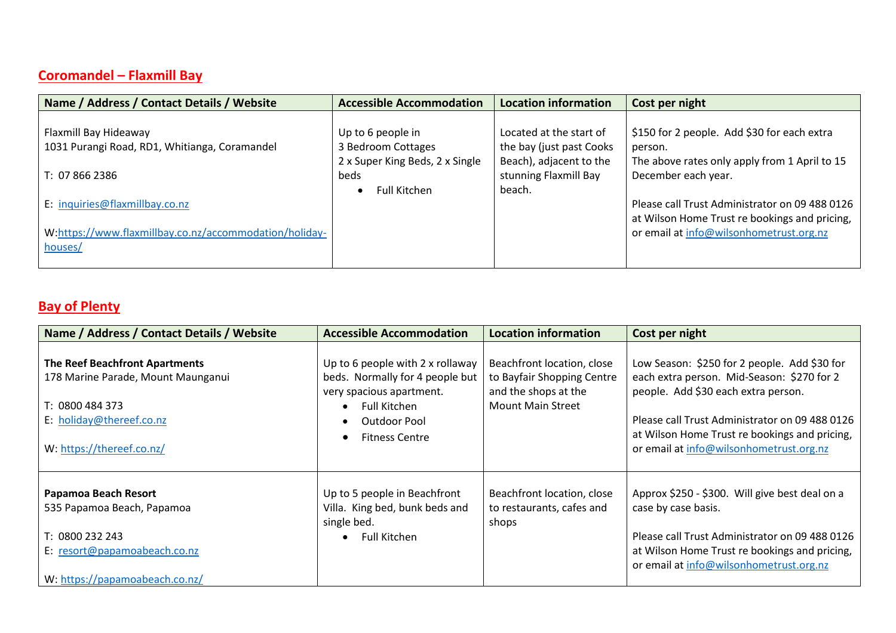## Coromandel – Flaxmill Bay

| Name / Address / Contact Details / Website | Accessible Accommodation | Location information | Cost per night |
|---|---|---|---|
| Flaxmill Bay Hideaway<br>1031 Purangi Road, RD1, Whitianga, Coramandel<br><br>T: 07 866 2386<br><br>E: [inquiries@flaxmillbay.co.nz](mailto:inquiries@flaxmillbay.co.nz)<br><br>W:[https://www.flaxmillbay.co.nz/accommodation/holiday-houses/](https://www.flaxmillbay.co.nz/accommodation/holiday-houses/) | Up to 6 people in 3 Bedroom Cottages<br>2 x Super King Beds, 2 x Single beds<br>• Full Kitchen | Located at the start of the bay (just past Cooks Beach), adjacent to the stunning Flaxmill Bay beach. | $150 for 2 people. Add $30 for each extra person.<br>The above rates only apply from 1 April to 15 December each year.<br><br>Please call Trust Administrator on 09 488 0126 at Wilson Home Trust re bookings and pricing, or email at [info@wilsonhometrust.org.nz](mailto:info@wilsonhometrust.org.nz) |

## Bay of Plenty

| Name / Address / Contact Details / Website | Accessible Accommodation | Location information | Cost per night |
|---|---|---|---|
| **The Reef Beachfront Apartments**<br>178 Marine Parade, Mount Maunganui<br><br>T: 0800 484 373<br>E: [holiday@thereef.co.nz](mailto:holiday@thereef.co.nz)<br><br>W: [https://thereef.co.nz/](https://thereef.co.nz/) | Up to 6 people with 2 x rollaway beds. Normally for 4 people but very spacious apartment.<br>• Full Kitchen<br>• Outdoor Pool<br>• Fitness Centre | Beachfront location, close to Bayfair Shopping Centre and the shops at the Mount Main Street | Low Season: $250 for 2 people. Add $30 for each extra person. Mid-Season: $270 for 2 people. Add $30 each extra person.<br><br>Please call Trust Administrator on 09 488 0126 at Wilson Home Trust re bookings and pricing, or email at [info@wilsonhometrust.org.nz](mailto:info@wilsonhometrust.org.nz) |
| **Papamoa Beach Resort**<br>535 Papamoa Beach, Papamoa<br><br>T: 0800 232 243<br>E: [resort@papamoabeach.co.nz](mailto:resort@papamoabeach.co.nz)<br><br>W: [https://papamoabeach.co.nz/](https://papamoabeach.co.nz/) | Up to 5 people in Beachfront Villa. King bed, bunk beds and single bed.<br>• Full Kitchen | Beachfront location, close to restaurants, cafes and shops | Approx $250 - $300. Will give best deal on a case by case basis.<br><br>Please call Trust Administrator on 09 488 0126 at Wilson Home Trust re bookings and pricing, or email at [info@wilsonhometrust.org.nz](mailto:info@wilsonhometrust.org.nz) |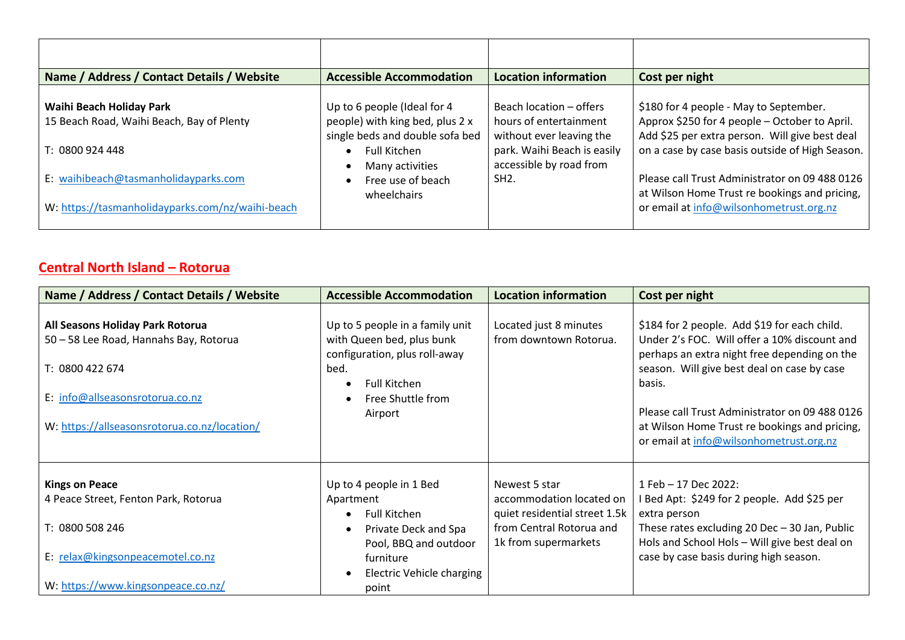| | | | |
|---|---|---|---|
| **Name / Address / Contact Details / Website** | **Accessible Accommodation** | **Location information** | **Cost per night** |
| **Waihi Beach Holiday Park**<br>15 Beach Road, Waihi Beach, Bay of Plenty<br><br>T: 0800 924 448<br><br>E: waihibeach@tasmanholidayparks.com<br><br>W: https://tasmanholidayparks.com/nz/waihi-beach | Up to 6 people (Ideal for 4 people) with king bed, plus 2 x single beds and double sofa bed<br>• Full Kitchen<br>• Many activities<br>• Free use of beach wheelchairs | Beach location – offers hours of entertainment without ever leaving the park. Waihi Beach is easily accessible by road from SH2. | $180 for 4 people - May to September. Approx $250 for 4 people – October to April. Add $25 per extra person. Will give best deal on a case by case basis outside of High Season.<br><br>Please call Trust Administrator on 09 488 0126 at Wilson Home Trust re bookings and pricing, or email at info@wilsonhometrust.org.nz |

## Central North Island – Rotorua

| Name / Address / Contact Details / Website | Accessible Accommodation | Location information | Cost per night |
|---|---|---|---|
| **All Seasons Holiday Park Rotorua**<br>50 – 58 Lee Road, Hannahs Bay, Rotorua<br><br>T: 0800 422 674<br><br>E: info@allseasonsrotorua.co.nz<br><br>W: https://allseasonsrotorua.co.nz/location/ | Up to 5 people in a family unit with Queen bed, plus bunk configuration, plus roll-away bed.<br>• Full Kitchen<br>• Free Shuttle from Airport | Located just 8 minutes from downtown Rotorua. | $184 for 2 people. Add $19 for each child. Under 2's FOC. Will offer a 10% discount and perhaps an extra night free depending on the season. Will give best deal on case by case basis.<br><br>Please call Trust Administrator on 09 488 0126 at Wilson Home Trust re bookings and pricing, or email at info@wilsonhometrust.org.nz |
| **Kings on Peace**<br>4 Peace Street, Fenton Park, Rotorua<br><br>T: 0800 508 246<br><br>E: relax@kingsonpeacemotel.co.nz<br><br>W: https://www.kingsonpeace.co.nz/ | Up to 4 people in 1 Bed Apartment<br>• Full Kitchen<br>• Private Deck and Spa Pool, BBQ and outdoor furniture<br>• Electric Vehicle charging point | Newest 5 star accommodation located on quiet residential street 1.5k from Central Rotorua and 1k from supermarkets | 1 Feb – 17 Dec 2022:<br>I Bed Apt: $249 for 2 people. Add $25 per extra person<br>These rates excluding 20 Dec – 30 Jan, Public Hols and School Hols – Will give best deal on case by case basis during high season. |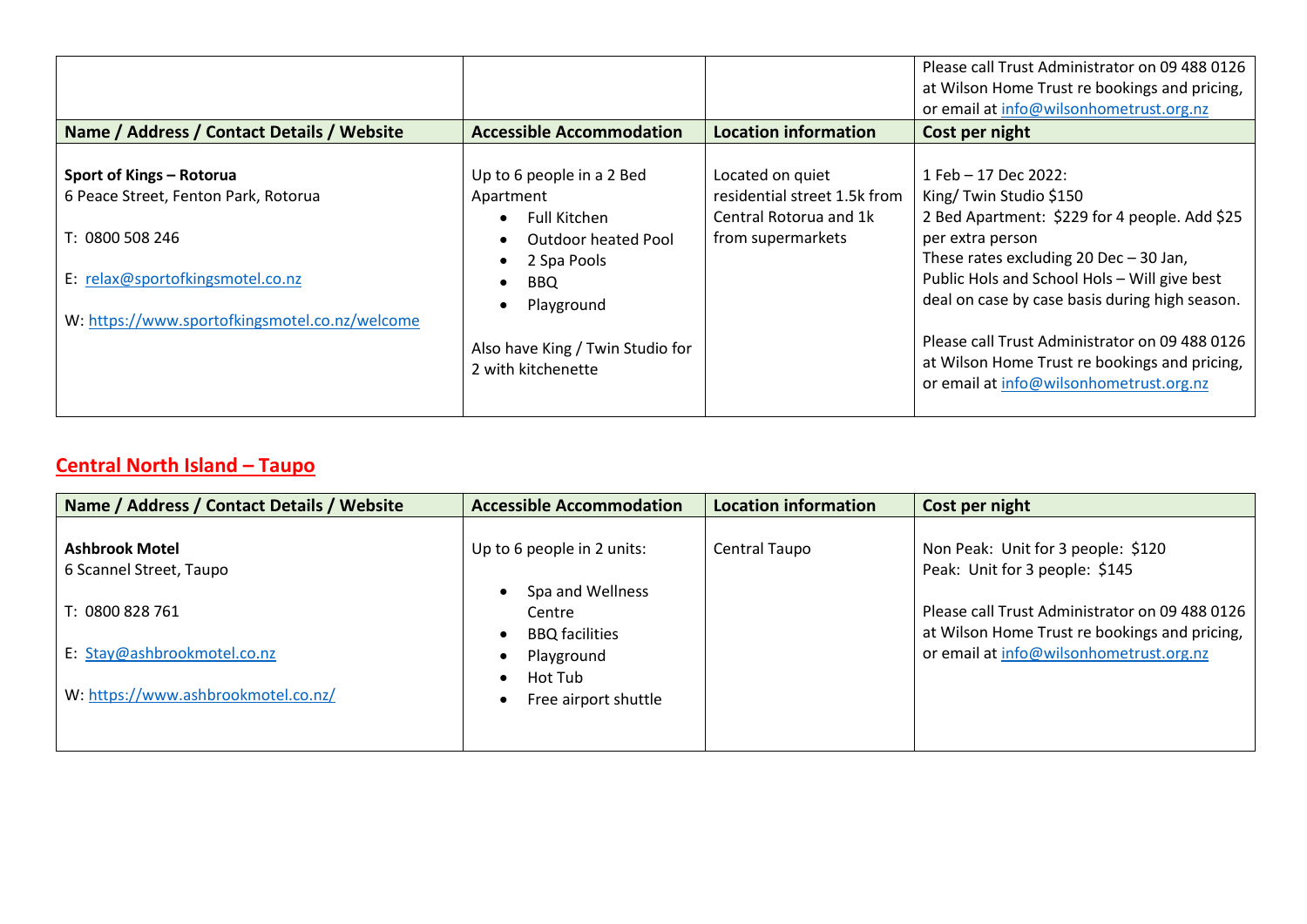| | | | Please call Trust Administrator on 09 488 0126 at Wilson Home Trust re bookings and pricing, or email at info@wilsonhometrust.org.nz |
|---|---|---|---|

| Name / Address / Contact Details / Website | Accessible Accommodation | Location information | Cost per night |
|---|---|---|---|
| **Sport of Kings – Rotorua**<br>6 Peace Street, Fenton Park, Rotorua<br><br>T: 0800 508 246<br><br>E: relax@sportofkingsmotel.co.nz<br><br>W: https://www.sportofkingsmotel.co.nz/welcome | Up to 6 people in a 2 Bed Apartment<br>• Full Kitchen<br>• Outdoor heated Pool<br>• 2 Spa Pools<br>• BBQ<br>• Playground<br><br>Also have King / Twin Studio for 2 with kitchenette | Located on quiet residential street 1.5k from Central Rotorua and 1k from supermarkets | 1 Feb – 17 Dec 2022:<br>King/ Twin Studio $150<br>2 Bed Apartment: $229 for 4 people. Add $25 per extra person<br>These rates excluding 20 Dec – 30 Jan, Public Hols and School Hols – Will give best deal on case by case basis during high season.<br><br>Please call Trust Administrator on 09 488 0126 at Wilson Home Trust re bookings and pricing, or email at info@wilsonhometrust.org.nz |

## Central North Island – Taupo

| Name / Address / Contact Details / Website | Accessible Accommodation | Location information | Cost per night |
|---|---|---|---|
| **Ashbrook Motel**<br>6 Scannel Street, Taupo<br><br>T: 0800 828 761<br><br>E: Stay@ashbrookmotel.co.nz<br><br>W: https://www.ashbrookmotel.co.nz/ | Up to 6 people in 2 units:<br>• Spa and Wellness Centre<br>• BBQ facilities<br>• Playground<br>• Hot Tub<br>• Free airport shuttle | Central Taupo | Non Peak: Unit for 3 people: $120<br>Peak: Unit for 3 people: $145<br><br>Please call Trust Administrator on 09 488 0126 at Wilson Home Trust re bookings and pricing, or email at info@wilsonhometrust.org.nz |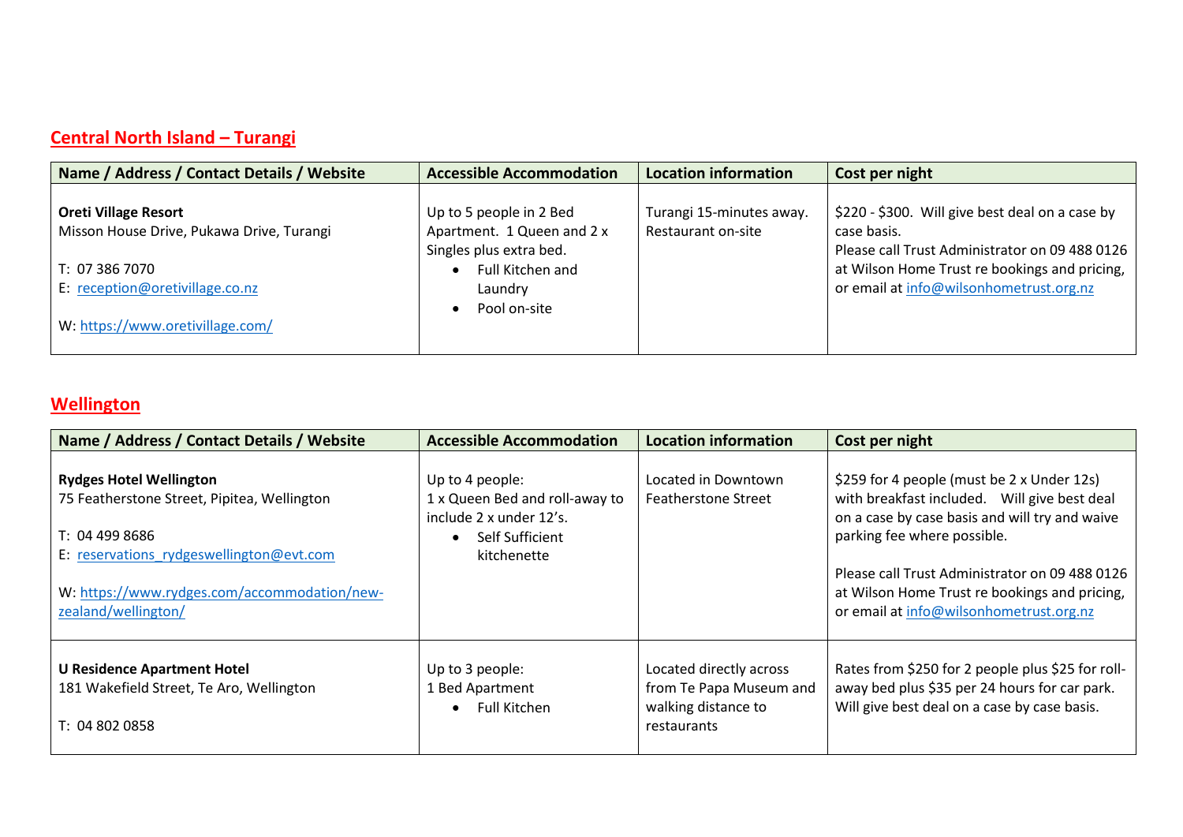## Central North Island – Turangi

| Name / Address / Contact Details / Website | Accessible Accommodation | Location information | Cost per night |
|---|---|---|---|
| **Oreti Village Resort**<br>Misson House Drive, Pukawa Drive, Turangi<br><br>T: 07 386 7070<br>E: reception@oretivillage.co.nz<br><br>W: https://www.oretivillage.com/ | Up to 5 people in 2 Bed Apartment. 1 Queen and 2 x Singles plus extra bed.<br>• Full Kitchen and Laundry<br>• Pool on-site | Turangi 15-minutes away. Restaurant on-site | $220 - $300. Will give best deal on a case by case basis.<br>Please call Trust Administrator on 09 488 0126 at Wilson Home Trust re bookings and pricing, or email at info@wilsonhometrust.org.nz |

## Wellington

| Name / Address / Contact Details / Website | Accessible Accommodation | Location information | Cost per night |
|---|---|---|---|
| **Rydges Hotel Wellington**<br>75 Featherstone Street, Pipitea, Wellington<br><br>T: 04 499 8686<br>E: reservations_rydgeswellington@evt.com<br><br>W: https://www.rydges.com/accommodation/new-zealand/wellington/ | Up to 4 people:<br>1 x Queen Bed and roll-away to include 2 x under 12's.<br>• Self Sufficient kitchenette | Located in Downtown Featherstone Street | $259 for 4 people (must be 2 x Under 12s) with breakfast included. Will give best deal on a case by case basis and will try and waive parking fee where possible.<br><br>Please call Trust Administrator on 09 488 0126 at Wilson Home Trust re bookings and pricing, or email at info@wilsonhometrust.org.nz |
| **U Residence Apartment Hotel**<br>181 Wakefield Street, Te Aro, Wellington<br><br>T: 04 802 0858 | Up to 3 people:<br>1 Bed Apartment<br>• Full Kitchen | Located directly across from Te Papa Museum and walking distance to restaurants | Rates from $250 for 2 people plus $25 for roll-away bed plus $35 per 24 hours for car park. Will give best deal on a case by case basis. |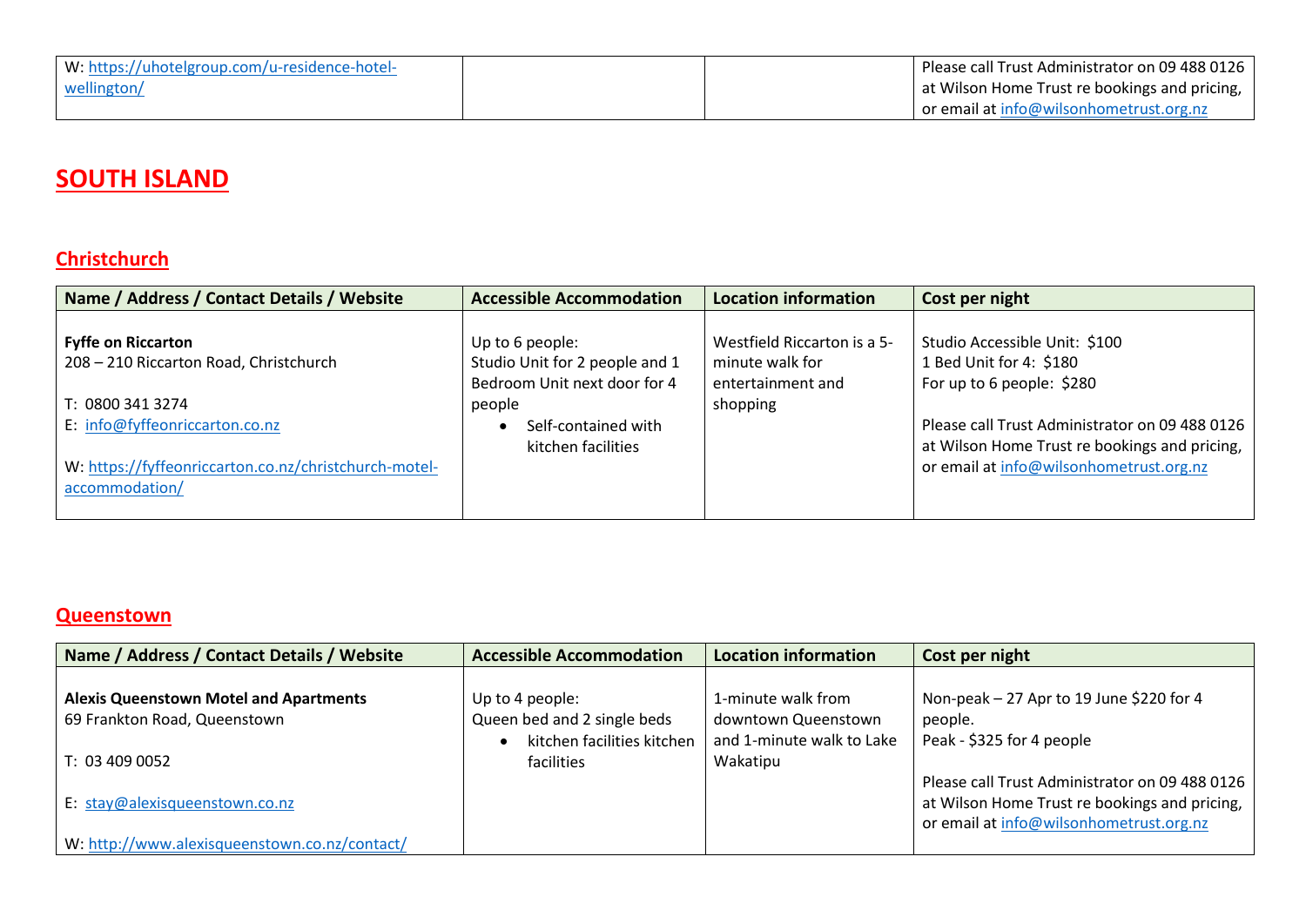| | | | |
|---|---|---|---|
| W: https://uhotelgroup.com/u-residence-hotel-wellington/ | | | Please call Trust Administrator on 09 488 0126 at Wilson Home Trust re bookings and pricing, or email at info@wilsonhometrust.org.nz |

# SOUTH ISLAND

## Christchurch

| Name / Address / Contact Details / Website | Accessible Accommodation | Location information | Cost per night |
|---|---|---|---|
| **Fyffe on Riccarton**<br>208 – 210 Riccarton Road, Christchurch<br><br>T: 0800 341 3274<br>E: info@fyffeonriccarton.co.nz<br><br>W: https://fyffeonriccarton.co.nz/christchurch-motel-accommodation/ | Up to 6 people:<br>Studio Unit for 2 people and 1 Bedroom Unit next door for 4 people<br>• Self-contained with kitchen facilities | Westfield Riccarton is a 5-minute walk for entertainment and shopping | Studio Accessible Unit: $100<br>1 Bed Unit for 4: $180<br>For up to 6 people: $280<br><br>Please call Trust Administrator on 09 488 0126 at Wilson Home Trust re bookings and pricing, or email at info@wilsonhometrust.org.nz |

## Queenstown

| Name / Address / Contact Details / Website | Accessible Accommodation | Location information | Cost per night |
|---|---|---|---|
| **Alexis Queenstown Motel and Apartments**<br>69 Frankton Road, Queenstown<br><br>T: 03 409 0052<br><br>E: stay@alexisqueenstown.co.nz<br><br>W: http://www.alexisqueenstown.co.nz/contact/ | Up to 4 people:<br>Queen bed and 2 single beds<br>• kitchen facilities kitchen facilities | 1-minute walk from downtown Queenstown and 1-minute walk to Lake Wakatipu | Non-peak – 27 Apr to 19 June $220 for 4 people.<br>Peak - $325 for 4 people<br><br>Please call Trust Administrator on 09 488 0126 at Wilson Home Trust re bookings and pricing, or email at info@wilsonhometrust.org.nz |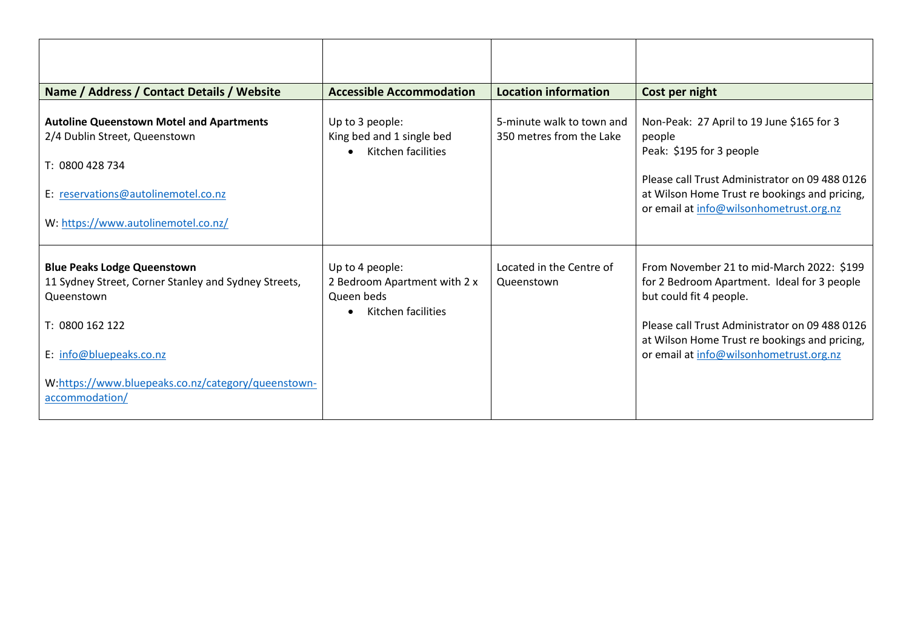| | | | |
|---|---|---|---|
| **Name / Address / Contact Details / Website** | **Accessible Accommodation** | **Location information** | **Cost per night** |
| **Autoline Queenstown Motel and Apartments**<br>2/4 Dublin Street, Queenstown<br><br>T: 0800 428 734<br><br>E: reservations@autolinemotel.co.nz<br><br>W: https://www.autolinemotel.co.nz/ | Up to 3 people:<br>King bed and 1 single bed<br>• Kitchen facilities | 5-minute walk to town and 350 metres from the Lake | Non-Peak: 27 April to 19 June $165 for 3 people<br>Peak: $195 for 3 people<br><br>Please call Trust Administrator on 09 488 0126 at Wilson Home Trust re bookings and pricing, or email at info@wilsonhometrust.org.nz |
| **Blue Peaks Lodge Queenstown**<br>11 Sydney Street, Corner Stanley and Sydney Streets, Queenstown<br><br>T: 0800 162 122<br><br>E: info@bluepeaks.co.nz<br><br>W:https://www.bluepeaks.co.nz/category/queenstown-accommodation/ | Up to 4 people:<br>2 Bedroom Apartment with 2 x Queen beds<br>• Kitchen facilities | Located in the Centre of Queenstown | From November 21 to mid-March 2022: $199 for 2 Bedroom Apartment. Ideal for 3 people but could fit 4 people.<br><br>Please call Trust Administrator on 09 488 0126 at Wilson Home Trust re bookings and pricing, or email at info@wilsonhometrust.org.nz |